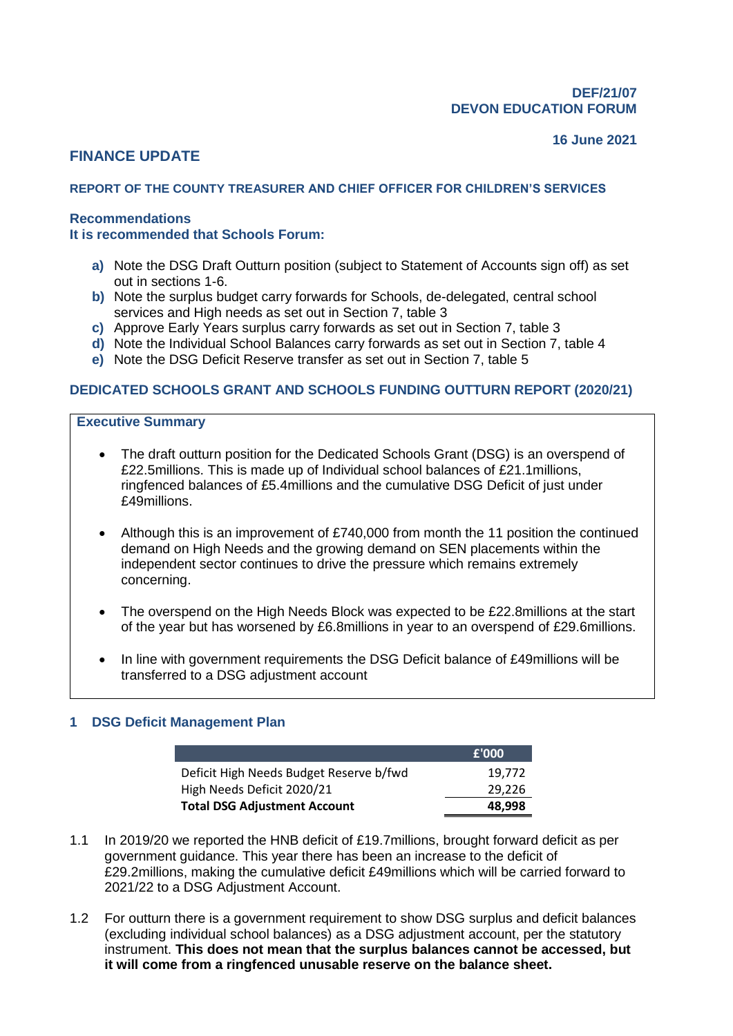**DEF/21/07**
**DEVON EDUCATION FORUM**

**16 June 2021**

# FINANCE UPDATE

### REPORT OF THE COUNTY TREASURER AND CHIEF OFFICER FOR CHILDREN'S SERVICES

**Recommendations**
**It is recommended that Schools Forum:**

- **a)** Note the DSG Draft Outturn position (subject to Statement of Accounts sign off) as set out in sections 1-6.
- **b)** Note the surplus budget carry forwards for Schools, de-delegated, central school services and High needs as set out in Section 7, table 3
- **c)** Approve Early Years surplus carry forwards as set out in Section 7, table 3
- **d)** Note the Individual School Balances carry forwards as set out in Section 7, table 4
- **e)** Note the DSG Deficit Reserve transfer as set out in Section 7, table 5

## DEDICATED SCHOOLS GRANT AND SCHOOLS FUNDING OUTTURN REPORT (2020/21)

**Executive Summary**

- The draft outturn position for the Dedicated Schools Grant (DSG) is an overspend of £22.5millions. This is made up of Individual school balances of £21.1millions, ringfenced balances of £5.4millions and the cumulative DSG Deficit of just under £49millions.
- Although this is an improvement of £740,000 from month the 11 position the continued demand on High Needs and the growing demand on SEN placements within the independent sector continues to drive the pressure which remains extremely concerning.
- The overspend on the High Needs Block was expected to be £22.8millions at the start of the year but has worsened by £6.8millions in year to an overspend of £29.6millions.
- In line with government requirements the DSG Deficit balance of £49millions will be transferred to a DSG adjustment account

## 1 DSG Deficit Management Plan

| | £'000 |
|---|---|
| Deficit High Needs Budget Reserve b/fwd | 19,772 |
| High Needs Deficit 2020/21 | 29,226 |
| **Total DSG Adjustment Account** | **48,998** |

1.1 In 2019/20 we reported the HNB deficit of £19.7millions, brought forward deficit as per government guidance. This year there has been an increase to the deficit of £29.2millions, making the cumulative deficit £49millions which will be carried forward to 2021/22 to a DSG Adjustment Account.

1.2 For outturn there is a government requirement to show DSG surplus and deficit balances (excluding individual school balances) as a DSG adjustment account, per the statutory instrument. **This does not mean that the surplus balances cannot be accessed, but it will come from a ringfenced unusable reserve on the balance sheet.**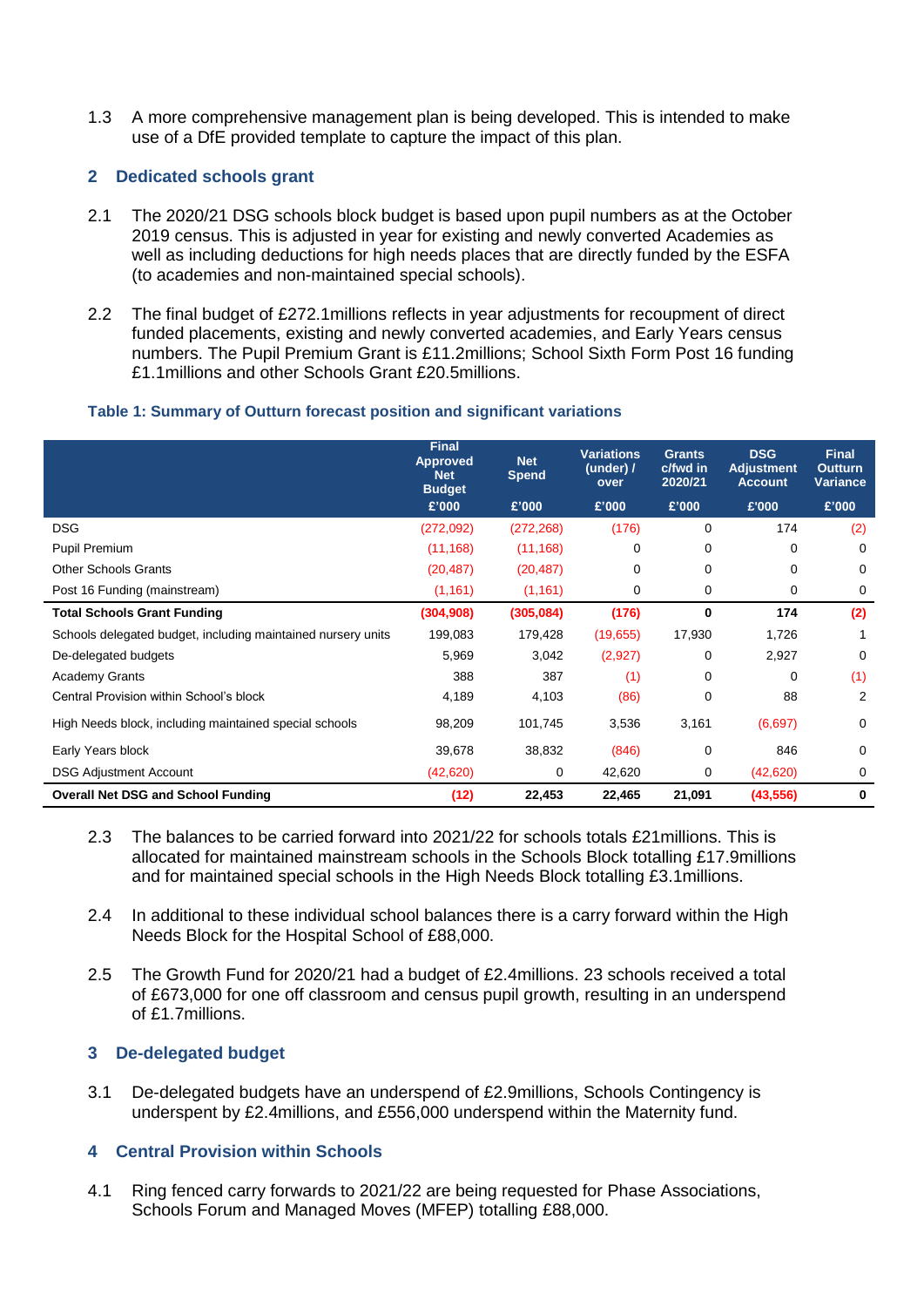1.3 A more comprehensive management plan is being developed. This is intended to make use of a DfE provided template to capture the impact of this plan.

## 2 Dedicated schools grant

2.1 The 2020/21 DSG schools block budget is based upon pupil numbers as at the October 2019 census. This is adjusted in year for existing and newly converted Academies as well as including deductions for high needs places that are directly funded by the ESFA (to academies and non-maintained special schools).

2.2 The final budget of £272.1millions reflects in year adjustments for recoupment of direct funded placements, existing and newly converted academies, and Early Years census numbers. The Pupil Premium Grant is £11.2millions; School Sixth Form Post 16 funding £1.1millions and other Schools Grant £20.5millions.

### Table 1: Summary of Outturn forecast position and significant variations

| | Final Approved Net Budget | Net Spend | Variations (under) / over | Grants c/fwd in 2020/21 | DSG Adjustment Account | Final Outturn Variance |
|---|---|---|---|---|---|---|
| | £'000 | £'000 | £'000 | £'000 | £'000 | £'000 |
| DSG | (272,092) | (272,268) | (176) | 0 | 174 | (2) |
| Pupil Premium | (11,168) | (11,168) | 0 | 0 | 0 | 0 |
| Other Schools Grants | (20,487) | (20,487) | 0 | 0 | 0 | 0 |
| Post 16 Funding (mainstream) | (1,161) | (1,161) | 0 | 0 | 0 | 0 |
| **Total Schools Grant Funding** | **(304,908)** | **(305,084)** | **(176)** | **0** | **174** | **(2)** |
| Schools delegated budget, including maintained nursery units | 199,083 | 179,428 | (19,655) | 17,930 | 1,726 | 1 |
| De-delegated budgets | 5,969 | 3,042 | (2,927) | 0 | 2,927 | 0 |
| Academy Grants | 388 | 387 | (1) | 0 | 0 | (1) |
| Central Provision within School's block | 4,189 | 4,103 | (86) | 0 | 88 | 2 |
| High Needs block, including maintained special schools | 98,209 | 101,745 | 3,536 | 3,161 | (6,697) | 0 |
| Early Years block | 39,678 | 38,832 | (846) | 0 | 846 | 0 |
| DSG Adjustment Account | (42,620) | 0 | 42,620 | 0 | (42,620) | 0 |
| **Overall Net DSG and School Funding** | **(12)** | **22,453** | **22,465** | **21,091** | **(43,556)** | **0** |

2.3 The balances to be carried forward into 2021/22 for schools totals £21millions. This is allocated for maintained mainstream schools in the Schools Block totalling £17.9millions and for maintained special schools in the High Needs Block totalling £3.1millions.

2.4 In additional to these individual school balances there is a carry forward within the High Needs Block for the Hospital School of £88,000.

2.5 The Growth Fund for 2020/21 had a budget of £2.4millions. 23 schools received a total of £673,000 for one off classroom and census pupil growth, resulting in an underspend of £1.7millions.

## 3 De-delegated budget

3.1 De-delegated budgets have an underspend of £2.9millions, Schools Contingency is underspent by £2.4millions, and £556,000 underspend within the Maternity fund.

## 4 Central Provision within Schools

4.1 Ring fenced carry forwards to 2021/22 are being requested for Phase Associations, Schools Forum and Managed Moves (MFEP) totalling £88,000.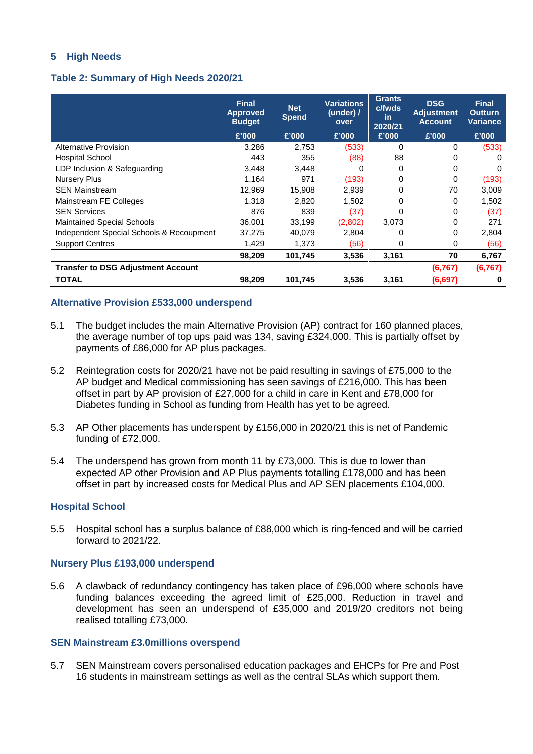## 5 High Needs

### Table 2: Summary of High Needs 2020/21

| | Final Approved Budget | Net Spend | Variations (under) / over | Grants c/fwds in 2020/21 | DSG Adjustment Account | Final Outturn Variance |
|---|---|---|---|---|---|---|
| | £'000 | £'000 | £'000 | £'000 | £'000 | £'000 |
| Alternative Provision | 3,286 | 2,753 | (533) | 0 | 0 | (533) |
| Hospital School | 443 | 355 | (88) | 88 | 0 | 0 |
| LDP Inclusion & Safeguarding | 3,448 | 3,448 | 0 | 0 | 0 | 0 |
| Nursery Plus | 1,164 | 971 | (193) | 0 | 0 | (193) |
| SEN Mainstream | 12,969 | 15,908 | 2,939 | 0 | 70 | 3,009 |
| Mainstream FE Colleges | 1,318 | 2,820 | 1,502 | 0 | 0 | 1,502 |
| SEN Services | 876 | 839 | (37) | 0 | 0 | (37) |
| Maintained Special Schools | 36,001 | 33,199 | (2,802) | 3,073 | 0 | 271 |
| Independent Special Schools & Recoupment | 37,275 | 40,079 | 2,804 | 0 | 0 | 2,804 |
| Support Centres | 1,429 | 1,373 | (56) | 0 | 0 | (56) |
| | **98,209** | **101,745** | **3,536** | **3,161** | **70** | **6,767** |
| **Transfer to DSG Adjustment Account** | | | | | **(6,767)** | **(6,767)** |
| **TOTAL** | **98,209** | **101,745** | **3,536** | **3,161** | **(6,697)** | **0** |

### Alternative Provision £533,000 underspend

5.1 The budget includes the main Alternative Provision (AP) contract for 160 planned places, the average number of top ups paid was 134, saving £324,000. This is partially offset by payments of £86,000 for AP plus packages.

5.2 Reintegration costs for 2020/21 have not be paid resulting in savings of £75,000 to the AP budget and Medical commissioning has seen savings of £216,000. This has been offset in part by AP provision of £27,000 for a child in care in Kent and £78,000 for Diabetes funding in School as funding from Health has yet to be agreed.

5.3 AP Other placements has underspent by £156,000 in 2020/21 this is net of Pandemic funding of £72,000.

5.4 The underspend has grown from month 11 by £73,000. This is due to lower than expected AP other Provision and AP Plus payments totalling £178,000 and has been offset in part by increased costs for Medical Plus and AP SEN placements £104,000.

### Hospital School

5.5 Hospital school has a surplus balance of £88,000 which is ring-fenced and will be carried forward to 2021/22.

### Nursery Plus £193,000 underspend

5.6 A clawback of redundancy contingency has taken place of £96,000 where schools have funding balances exceeding the agreed limit of £25,000. Reduction in travel and development has seen an underspend of £35,000 and 2019/20 creditors not being realised totalling £73,000.

### SEN Mainstream £3.0millions overspend

5.7 SEN Mainstream covers personalised education packages and EHCPs for Pre and Post 16 students in mainstream settings as well as the central SLAs which support them.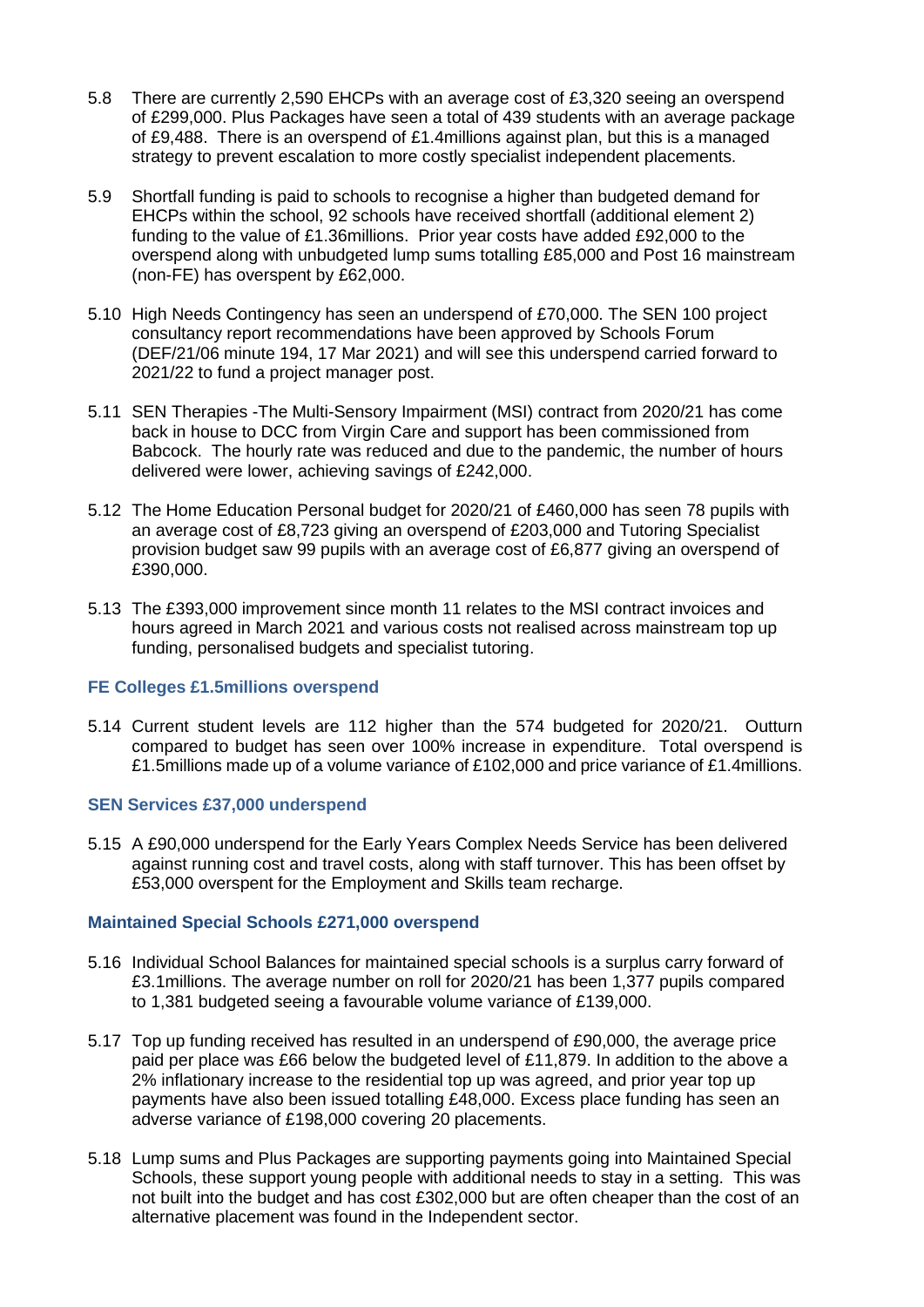5.8 There are currently 2,590 EHCPs with an average cost of £3,320 seeing an overspend of £299,000. Plus Packages have seen a total of 439 students with an average package of £9,488. There is an overspend of £1.4millions against plan, but this is a managed strategy to prevent escalation to more costly specialist independent placements.

5.9 Shortfall funding is paid to schools to recognise a higher than budgeted demand for EHCPs within the school, 92 schools have received shortfall (additional element 2) funding to the value of £1.36millions. Prior year costs have added £92,000 to the overspend along with unbudgeted lump sums totalling £85,000 and Post 16 mainstream (non-FE) has overspent by £62,000.

5.10 High Needs Contingency has seen an underspend of £70,000. The SEN 100 project consultancy report recommendations have been approved by Schools Forum (DEF/21/06 minute 194, 17 Mar 2021) and will see this underspend carried forward to 2021/22 to fund a project manager post.

5.11 SEN Therapies -The Multi-Sensory Impairment (MSI) contract from 2020/21 has come back in house to DCC from Virgin Care and support has been commissioned from Babcock. The hourly rate was reduced and due to the pandemic, the number of hours delivered were lower, achieving savings of £242,000.

5.12 The Home Education Personal budget for 2020/21 of £460,000 has seen 78 pupils with an average cost of £8,723 giving an overspend of £203,000 and Tutoring Specialist provision budget saw 99 pupils with an average cost of £6,877 giving an overspend of £390,000.

5.13 The £393,000 improvement since month 11 relates to the MSI contract invoices and hours agreed in March 2021 and various costs not realised across mainstream top up funding, personalised budgets and specialist tutoring.

### FE Colleges £1.5millions overspend

5.14 Current student levels are 112 higher than the 574 budgeted for 2020/21. Outturn compared to budget has seen over 100% increase in expenditure. Total overspend is £1.5millions made up of a volume variance of £102,000 and price variance of £1.4millions.

### SEN Services £37,000 underspend

5.15 A £90,000 underspend for the Early Years Complex Needs Service has been delivered against running cost and travel costs, along with staff turnover. This has been offset by £53,000 overspent for the Employment and Skills team recharge.

### Maintained Special Schools £271,000 overspend

5.16 Individual School Balances for maintained special schools is a surplus carry forward of £3.1millions. The average number on roll for 2020/21 has been 1,377 pupils compared to 1,381 budgeted seeing a favourable volume variance of £139,000.

5.17 Top up funding received has resulted in an underspend of £90,000, the average price paid per place was £66 below the budgeted level of £11,879. In addition to the above a 2% inflationary increase to the residential top up was agreed, and prior year top up payments have also been issued totalling £48,000. Excess place funding has seen an adverse variance of £198,000 covering 20 placements.

5.18 Lump sums and Plus Packages are supporting payments going into Maintained Special Schools, these support young people with additional needs to stay in a setting. This was not built into the budget and has cost £302,000 but are often cheaper than the cost of an alternative placement was found in the Independent sector.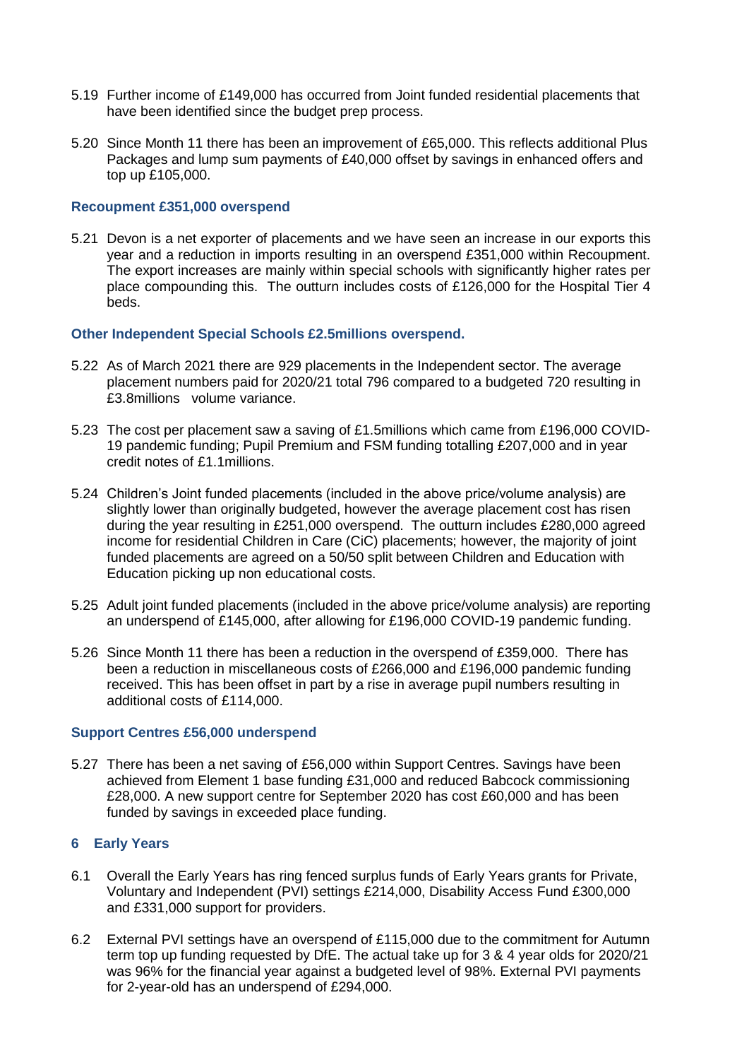5.19 Further income of £149,000 has occurred from Joint funded residential placements that have been identified since the budget prep process.

5.20 Since Month 11 there has been an improvement of £65,000. This reflects additional Plus Packages and lump sum payments of £40,000 offset by savings in enhanced offers and top up £105,000.

### Recoupment £351,000 overspend

5.21 Devon is a net exporter of placements and we have seen an increase in our exports this year and a reduction in imports resulting in an overspend £351,000 within Recoupment. The export increases are mainly within special schools with significantly higher rates per place compounding this. The outturn includes costs of £126,000 for the Hospital Tier 4 beds.

### Other Independent Special Schools £2.5millions overspend.

5.22 As of March 2021 there are 929 placements in the Independent sector. The average placement numbers paid for 2020/21 total 796 compared to a budgeted 720 resulting in £3.8millions volume variance.

5.23 The cost per placement saw a saving of £1.5millions which came from £196,000 COVID-19 pandemic funding; Pupil Premium and FSM funding totalling £207,000 and in year credit notes of £1.1millions.

5.24 Children's Joint funded placements (included in the above price/volume analysis) are slightly lower than originally budgeted, however the average placement cost has risen during the year resulting in £251,000 overspend. The outturn includes £280,000 agreed income for residential Children in Care (CiC) placements; however, the majority of joint funded placements are agreed on a 50/50 split between Children and Education with Education picking up non educational costs.

5.25 Adult joint funded placements (included in the above price/volume analysis) are reporting an underspend of £145,000, after allowing for £196,000 COVID-19 pandemic funding.

5.26 Since Month 11 there has been a reduction in the overspend of £359,000. There has been a reduction in miscellaneous costs of £266,000 and £196,000 pandemic funding received. This has been offset in part by a rise in average pupil numbers resulting in additional costs of £114,000.

### Support Centres £56,000 underspend

5.27 There has been a net saving of £56,000 within Support Centres. Savings have been achieved from Element 1 base funding £31,000 and reduced Babcock commissioning £28,000. A new support centre for September 2020 has cost £60,000 and has been funded by savings in exceeded place funding.

## 6 Early Years

6.1 Overall the Early Years has ring fenced surplus funds of Early Years grants for Private, Voluntary and Independent (PVI) settings £214,000, Disability Access Fund £300,000 and £331,000 support for providers.

6.2 External PVI settings have an overspend of £115,000 due to the commitment for Autumn term top up funding requested by DfE. The actual take up for 3 & 4 year olds for 2020/21 was 96% for the financial year against a budgeted level of 98%. External PVI payments for 2-year-old has an underspend of £294,000.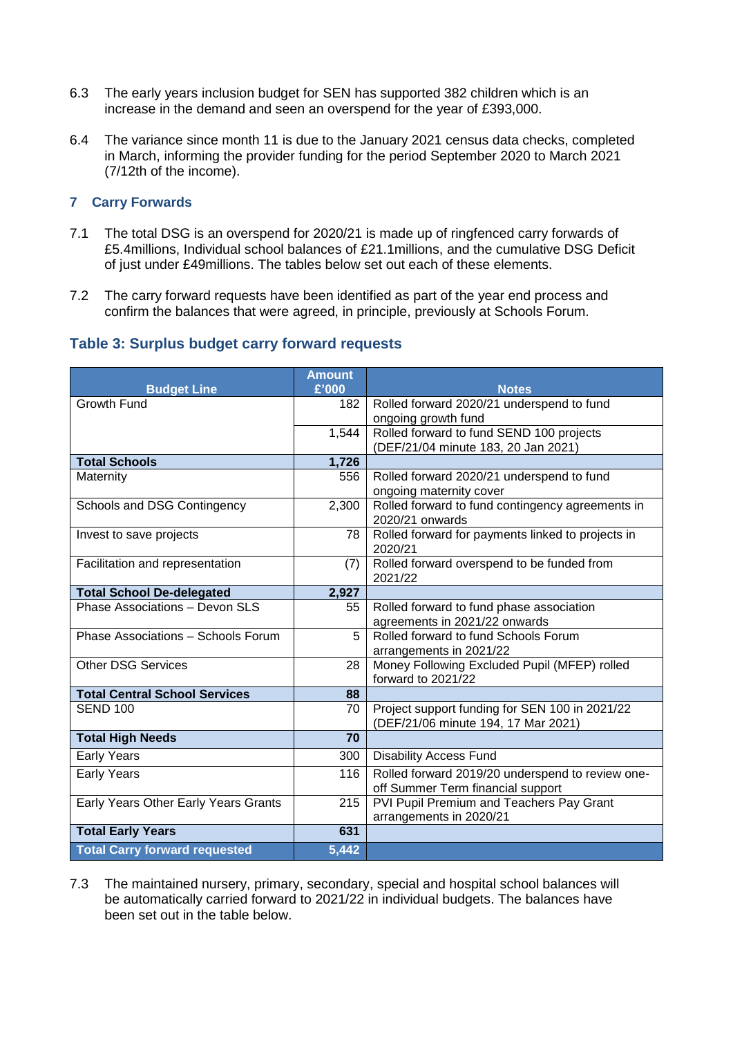6.3 The early years inclusion budget for SEN has supported 382 children which is an increase in the demand and seen an overspend for the year of £393,000.

6.4 The variance since month 11 is due to the January 2021 census data checks, completed in March, informing the provider funding for the period September 2020 to March 2021 (7/12th of the income).

## 7 Carry Forwards

7.1 The total DSG is an overspend for 2020/21 is made up of ringfenced carry forwards of £5.4millions, Individual school balances of £21.1millions, and the cumulative DSG Deficit of just under £49millions. The tables below set out each of these elements.

7.2 The carry forward requests have been identified as part of the year end process and confirm the balances that were agreed, in principle, previously at Schools Forum.

### Table 3: Surplus budget carry forward requests

| Budget Line | Amount £'000 | Notes |
|---|---|---|
| Growth Fund | 182 | Rolled forward 2020/21 underspend to fund ongoing growth fund |
| | 1,544 | Rolled forward to fund SEND 100 projects (DEF/21/04 minute 183, 20 Jan 2021) |
| **Total Schools** | **1,726** | |
| Maternity | 556 | Rolled forward 2020/21 underspend to fund ongoing maternity cover |
| Schools and DSG Contingency | 2,300 | Rolled forward to fund contingency agreements in 2020/21 onwards |
| Invest to save projects | 78 | Rolled forward for payments linked to projects in 2020/21 |
| Facilitation and representation | (7) | Rolled forward overspend to be funded from 2021/22 |
| **Total School De-delegated** | **2,927** | |
| Phase Associations – Devon SLS | 55 | Rolled forward to fund phase association agreements in 2021/22 onwards |
| Phase Associations – Schools Forum | 5 | Rolled forward to fund Schools Forum arrangements in 2021/22 |
| Other DSG Services | 28 | Money Following Excluded Pupil (MFEP) rolled forward to 2021/22 |
| **Total Central School Services** | **88** | |
| SEND 100 | 70 | Project support funding for SEN 100 in 2021/22 (DEF/21/06 minute 194, 17 Mar 2021) |
| **Total High Needs** | **70** | |
| Early Years | 300 | Disability Access Fund |
| Early Years | 116 | Rolled forward 2019/20 underspend to review one-off Summer Term financial support |
| Early Years Other Early Years Grants | 215 | PVI Pupil Premium and Teachers Pay Grant arrangements in 2020/21 |
| **Total Early Years** | **631** | |
| **Total Carry forward requested** | **5,442** | |

7.3 The maintained nursery, primary, secondary, special and hospital school balances will be automatically carried forward to 2021/22 in individual budgets. The balances have been set out in the table below.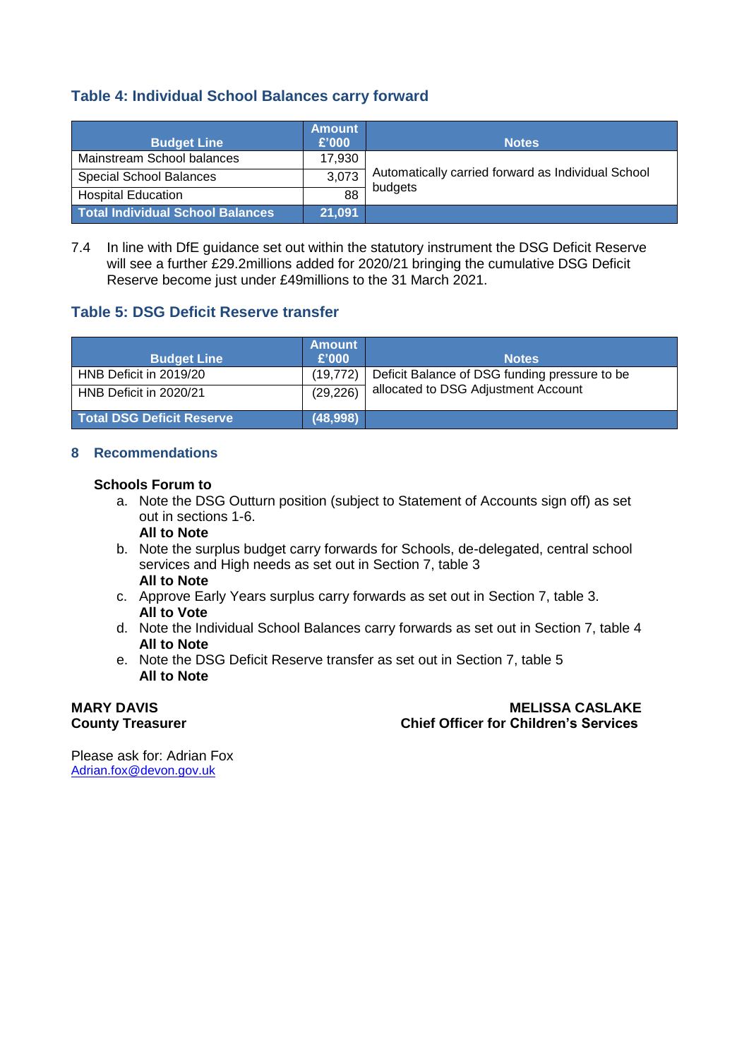### Table 4: Individual School Balances carry forward

| Budget Line | Amount £'000 | Notes |
|---|---|---|
| Mainstream School balances | 17,930 | Automatically carried forward as Individual School budgets |
| Special School Balances | 3,073 | |
| Hospital Education | 88 | |
| **Total Individual School Balances** | **21,091** | |

7.4 In line with DfE guidance set out within the statutory instrument the DSG Deficit Reserve will see a further £29.2millions added for 2020/21 bringing the cumulative DSG Deficit Reserve become just under £49millions to the 31 March 2021.

### Table 5: DSG Deficit Reserve transfer

| Budget Line | Amount £'000 | Notes |
|---|---|---|
| HNB Deficit in 2019/20 | (19,772) | Deficit Balance of DSG funding pressure to be allocated to DSG Adjustment Account |
| HNB Deficit in 2020/21 | (29,226) | |
| **Total DSG Deficit Reserve** | **(48,998)** | |

## 8 Recommendations

**Schools Forum to**

a. Note the DSG Outturn position (subject to Statement of Accounts sign off) as set out in sections 1-6.
**All to Note**

b. Note the surplus budget carry forwards for Schools, de-delegated, central school services and High needs as set out in Section 7, table 3
**All to Note**

c. Approve Early Years surplus carry forwards as set out in Section 7, table 3.
**All to Vote**

d. Note the Individual School Balances carry forwards as set out in Section 7, table 4
**All to Note**

e. Note the DSG Deficit Reserve transfer as set out in Section 7, table 5
**All to Note**

**MARY DAVIS**
**County Treasurer**

**MELISSA CASLAKE**
**Chief Officer for Children's Services**

Please ask for: Adrian Fox
Adrian.fox@devon.gov.uk